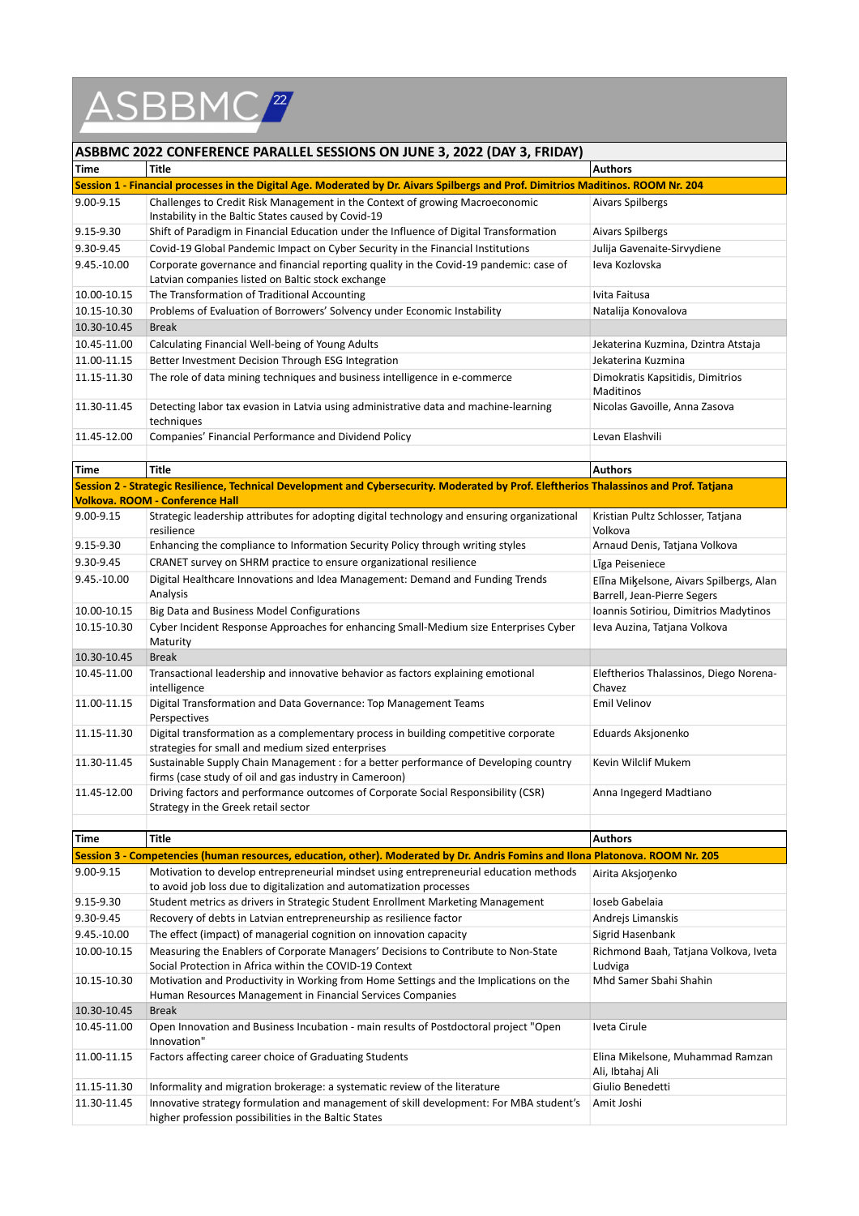ASBBMC 22

# ASBBMC 2022 CONFERENCE PARALLEL SESSIONS ON JUNE 3, 2022 (DAY 3, FRIDAY)

| Time | Title | Authors |
|---|---|---|
| **Session 1 - Financial processes in the Digital Age. Moderated by Dr. Aivars Spilbergs and Prof. Dimitrios Maditinos. ROOM Nr. 204** | | |
| 9.00-9.15 | Challenges to Credit Risk Management in the Context of growing Macroeconomic Instability in the Baltic States caused by Covid-19 | Aivars Spilbergs |
| 9.15-9.30 | Shift of Paradigm in Financial Education under the Influence of Digital Transformation | Aivars Spilbergs |
| 9.30-9.45 | Covid-19 Global Pandemic Impact on Cyber Security in the Financial Institutions | Julija Gavenaite-Sirvydiene |
| 9.45.-10.00 | Corporate governance and financial reporting quality in the Covid-19 pandemic: case of Latvian companies listed on Baltic stock exchange | Ieva Kozlovska |
| 10.00-10.15 | The Transformation of Traditional Accounting | Ivita Faitusa |
| 10.15-10.30 | Problems of Evaluation of Borrowers' Solvency under Economic Instability | Natalija Konovalova |
| 10.30-10.45 | Break | |
| 10.45-11.00 | Calculating Financial Well-being of Young Adults | Jekaterina Kuzmina, Dzintra Atstaja |
| 11.00-11.15 | Better Investment Decision Through ESG Integration | Jekaterina Kuzmina |
| 11.15-11.30 | The role of data mining techniques and business intelligence in e-commerce | Dimokratis Kapsitidis, Dimitrios Maditinos |
| 11.30-11.45 | Detecting labor tax evasion in Latvia using administrative data and machine-learning techniques | Nicolas Gavoille, Anna Zasova |
| 11.45-12.00 | Companies' Financial Performance and Dividend Policy | Levan Elashvili |

| Time | Title | Authors |
|---|---|---|
| **Session 2 - Strategic Resilience, Technical Development and Cybersecurity. Moderated by Prof. Eleftherios Thalassinos and Prof. Tatjana Volkova. ROOM - Conference Hall** | | |
| 9.00-9.15 | Strategic leadership attributes for adopting digital technology and ensuring organizational resilience | Kristian Pultz Schlosser, Tatjana Volkova |
| 9.15-9.30 | Enhancing the compliance to Information Security Policy through writing styles | Arnaud Denis, Tatjana Volkova |
| 9.30-9.45 | CRANET survey on SHRM practice to ensure organizational resilience | Līga Peiseniece |
| 9.45.-10.00 | Digital Healthcare Innovations and Idea Management: Demand and Funding Trends Analysis | Elīna Miķelsone, Aivars Spilbergs, Alan Barrell, Jean-Pierre Segers |
| 10.00-10.15 | Big Data and Business Model Configurations | Ioannis Sotiriou, Dimitrios Madytinos |
| 10.15-10.30 | Cyber Incident Response Approaches for enhancing Small-Medium size Enterprises Cyber Maturity | Ieva Auzina, Tatjana Volkova |
| 10.30-10.45 | Break | |
| 10.45-11.00 | Transactional leadership and innovative behavior as factors explaining emotional intelligence | Eleftherios Thalassinos, Diego Norena-Chavez |
| 11.00-11.15 | Digital Transformation and Data Governance: Top Management Teams Perspectives | Emil Velinov |
| 11.15-11.30 | Digital transformation as a complementary process in building competitive corporate strategies for small and medium sized enterprises | Eduards Aksjonenko |
| 11.30-11.45 | Sustainable Supply Chain Management : for a better performance of Developing country firms (case study of oil and gas industry in Cameroon) | Kevin Wilclif Mukem |
| 11.45-12.00 | Driving factors and performance outcomes of Corporate Social Responsibility (CSR) Strategy in the Greek retail sector | Anna Ingegerd Madtiano |

| Time | Title | Authors |
|---|---|---|
| **Session 3 - Competencies (human resources, education, other). Moderated by Dr. Andris Fomins and Ilona Platonova. ROOM Nr. 205** | | |
| 9.00-9.15 | Motivation to develop entrepreneurial mindset using entrepreneurial education methods to avoid job loss due to digitalization and automatization processes | Airita Aksjoŋenko |
| 9.15-9.30 | Student metrics as drivers in Strategic Student Enrollment Marketing Management | Ioseb Gabelaia |
| 9.30-9.45 | Recovery of debts in Latvian entrepreneurship as resilience factor | Andrejs Limanskis |
| 9.45.-10.00 | The effect (impact) of managerial cognition on innovation capacity | Sigrid Hasenbank |
| 10.00-10.15 | Measuring the Enablers of Corporate Managers' Decisions to Contribute to Non-State Social Protection in Africa within the COVID-19 Context | Richmond Baah, Tatjana Volkova, Iveta Ludviga |
| 10.15-10.30 | Motivation and Productivity in Working from Home Settings and the Implications on the Human Resources Management in Financial Services Companies | Mhd Samer Sbahi Shahin |
| 10.30-10.45 | Break | |
| 10.45-11.00 | Open Innovation and Business Incubation - main results of Postdoctoral project "Open Innovation" | Iveta Cirule |
| 11.00-11.15 | Factors affecting career choice of Graduating Students | Elina Mikelsone, Muhammad Ramzan Ali, Ibtahaj Ali |
| 11.15-11.30 | Informality and migration brokerage: a systematic review of the literature | Giulio Benedetti |
| 11.30-11.45 | Innovative strategy formulation and management of skill development: For MBA student's higher profession possibilities in the Baltic States | Amit Joshi |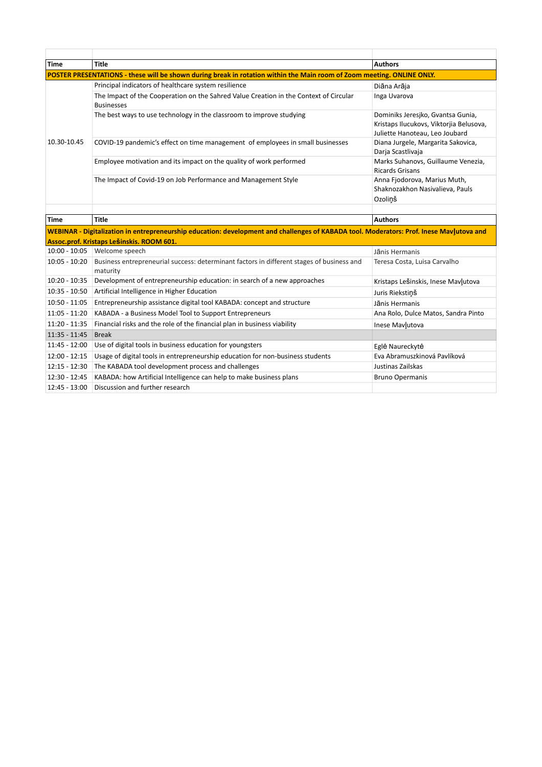| Time | Title | Authors |
|---|---|---|
| **POSTER PRESENTATIONS - these will be shown during break in rotation within the Main room of Zoom meeting. ONLINE ONLY.** | | |
| 10.30-10.45 | Principal indicators of healthcare system resilience | Diāna Arāja |
| | The Impact of the Cooperation on the Sahred Value Creation in the Context of Circular Businesses | Inga Uvarova |
| | The best ways to use technology in the classroom to improve studying | Dominiks Jeresjko, Gvantsa Gunia, Kristaps Ilucukovs, Viktorjia Belusova, Juliette Hanoteau, Leo Joubard |
| | COVID-19 pandemic's effect on time management of employees in small businesses | Diana Jurgele, Margarita Sakovica, Darja Scastlivaja |
| | Employee motivation and its impact on the quality of work performed | Marks Suhanovs, Guillaume Venezia, Ricards Grisans |
| | The Impact of Covid-19 on Job Performance and Management Style | Anna Fjodorova, Marius Muth, Shaknozakhon Nasivalieva, Pauls Ozoliņš |

| Time | Title | Authors |
|---|---|---|
| **WEBINAR - Digitalization in entrepreneurship education: development and challenges of KABADA tool. Moderators: Prof. Inese Mavļutova and Assoc.prof. Kristaps Lešinskis. ROOM 601.** | | |
| 10:00 - 10:05 | Welcome speech | Jānis Hermanis |
| 10:05 - 10:20 | Business entrepreneurial success: determinant factors in different stages of business and maturity | Teresa Costa, Luisa Carvalho |
| 10:20 - 10:35 | Development of entrepreneurship education: in search of a new approaches | Kristaps Lešinskis, Inese Mavļutova |
| 10:35 - 10:50 | Artificial Intelligence in Higher Education | Juris Riekstiņš |
| 10:50 - 11:05 | Entrepreneurship assistance digital tool KABADA: concept and structure | Jānis Hermanis |
| 11:05 - 11:20 | KABADA - a Business Model Tool to Support Entrepreneurs | Ana Rolo, Dulce Matos, Sandra Pinto |
| 11:20 - 11:35 | Financial risks and the role of the financial plan in business viability | Inese Mavļutova |
| 11:35 - 11:45 | Break | |
| 11:45 - 12:00 | Use of digital tools in business education for youngsters | Eglė Naureckytė |
| 12:00 - 12:15 | Usage of digital tools in entrepreneurship education for non-business students | Eva Abramuszkinová Pavlíková |
| 12:15 - 12:30 | The KABADA tool development process and challenges | Justinas Zailskas |
| 12:30 - 12:45 | KABADA: how Artificial Intelligence can help to make business plans | Bruno Opermanis |
| 12:45 - 13:00 | Discussion and further research | |